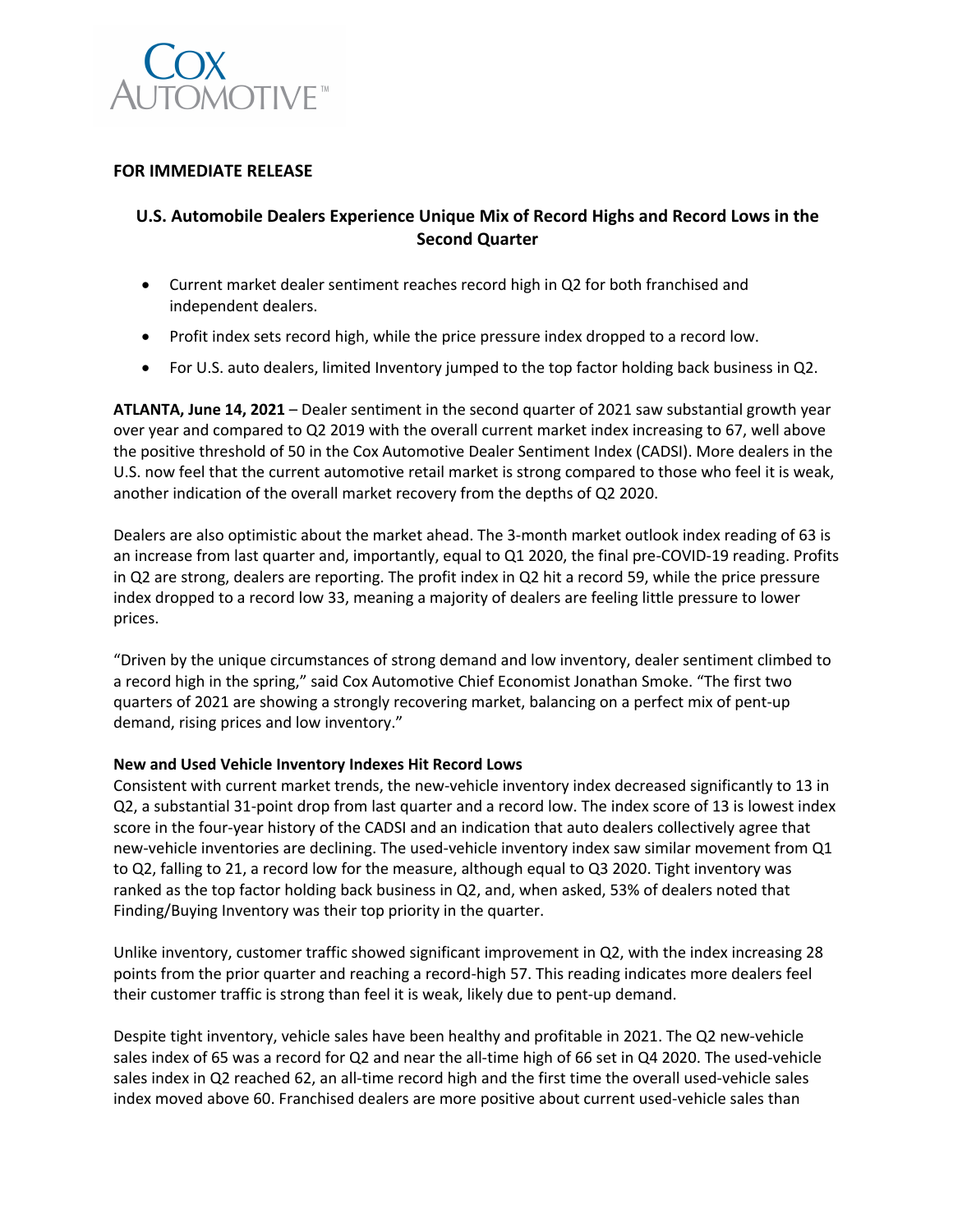**FOR IMMEDIATE RELEASE**

## U.S. Automobile Dealers Experience Unique Mix of Record Highs and Record Lows in the Second Quarter

- Current market dealer sentiment reaches record high in Q2 for both franchised and independent dealers.
- Profit index sets record high, while the price pressure index dropped to a record low.
- For U.S. auto dealers, limited Inventory jumped to the top factor holding back business in Q2.

**ATLANTA, June 14, 2021** – Dealer sentiment in the second quarter of 2021 saw substantial growth year over year and compared to Q2 2019 with the overall current market index increasing to 67, well above the positive threshold of 50 in the Cox Automotive Dealer Sentiment Index (CADSI). More dealers in the U.S. now feel that the current automotive retail market is strong compared to those who feel it is weak, another indication of the overall market recovery from the depths of Q2 2020.

Dealers are also optimistic about the market ahead. The 3-month market outlook index reading of 63 is an increase from last quarter and, importantly, equal to Q1 2020, the final pre-COVID-19 reading. Profits in Q2 are strong, dealers are reporting. The profit index in Q2 hit a record 59, while the price pressure index dropped to a record low 33, meaning a majority of dealers are feeling little pressure to lower prices.

"Driven by the unique circumstances of strong demand and low inventory, dealer sentiment climbed to a record high in the spring," said Cox Automotive Chief Economist Jonathan Smoke. "The first two quarters of 2021 are showing a strongly recovering market, balancing on a perfect mix of pent-up demand, rising prices and low inventory."

**New and Used Vehicle Inventory Indexes Hit Record Lows**

Consistent with current market trends, the new-vehicle inventory index decreased significantly to 13 in Q2, a substantial 31-point drop from last quarter and a record low. The index score of 13 is lowest index score in the four-year history of the CADSI and an indication that auto dealers collectively agree that new-vehicle inventories are declining. The used-vehicle inventory index saw similar movement from Q1 to Q2, falling to 21, a record low for the measure, although equal to Q3 2020. Tight inventory was ranked as the top factor holding back business in Q2, and, when asked, 53% of dealers noted that Finding/Buying Inventory was their top priority in the quarter.

Unlike inventory, customer traffic showed significant improvement in Q2, with the index increasing 28 points from the prior quarter and reaching a record-high 57. This reading indicates more dealers feel their customer traffic is strong than feel it is weak, likely due to pent-up demand.

Despite tight inventory, vehicle sales have been healthy and profitable in 2021. The Q2 new-vehicle sales index of 65 was a record for Q2 and near the all-time high of 66 set in Q4 2020. The used-vehicle sales index in Q2 reached 62, an all-time record high and the first time the overall used-vehicle sales index moved above 60. Franchised dealers are more positive about current used-vehicle sales than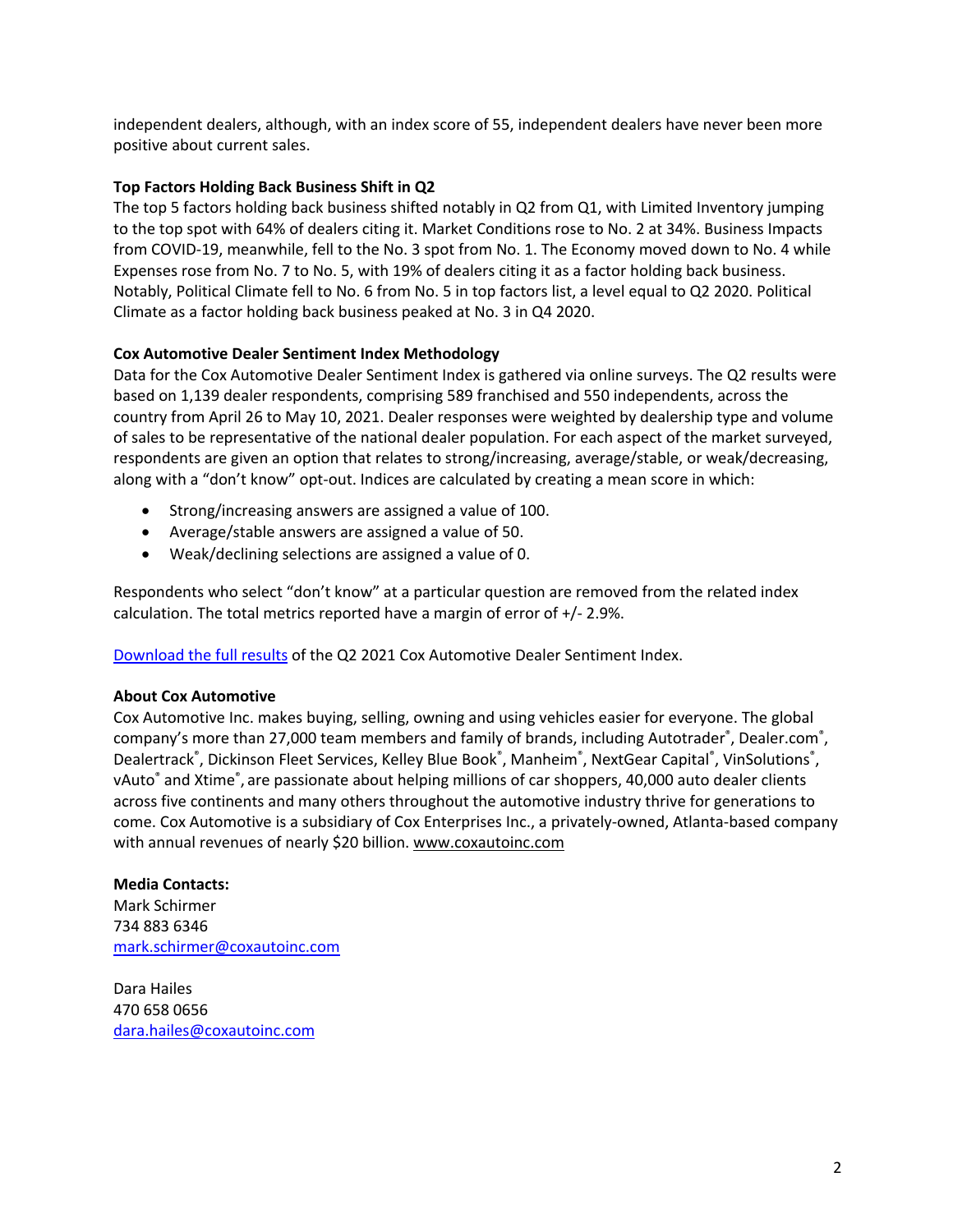independent dealers, although, with an index score of 55, independent dealers have never been more positive about current sales.

**Top Factors Holding Back Business Shift in Q2**

The top 5 factors holding back business shifted notably in Q2 from Q1, with Limited Inventory jumping to the top spot with 64% of dealers citing it. Market Conditions rose to No. 2 at 34%. Business Impacts from COVID-19, meanwhile, fell to the No. 3 spot from No. 1. The Economy moved down to No. 4 while Expenses rose from No. 7 to No. 5, with 19% of dealers citing it as a factor holding back business. Notably, Political Climate fell to No. 6 from No. 5 in top factors list, a level equal to Q2 2020. Political Climate as a factor holding back business peaked at No. 3 in Q4 2020.

**Cox Automotive Dealer Sentiment Index Methodology**

Data for the Cox Automotive Dealer Sentiment Index is gathered via online surveys. The Q2 results were based on 1,139 dealer respondents, comprising 589 franchised and 550 independents, across the country from April 26 to May 10, 2021. Dealer responses were weighted by dealership type and volume of sales to be representative of the national dealer population. For each aspect of the market surveyed, respondents are given an option that relates to strong/increasing, average/stable, or weak/decreasing, along with a "don't know" opt-out. Indices are calculated by creating a mean score in which:

- Strong/increasing answers are assigned a value of 100.
- Average/stable answers are assigned a value of 50.
- Weak/declining selections are assigned a value of 0.

Respondents who select "don't know" at a particular question are removed from the related index calculation. The total metrics reported have a margin of error of +/- 2.9%.

Download the full results of the Q2 2021 Cox Automotive Dealer Sentiment Index.

**About Cox Automotive**

Cox Automotive Inc. makes buying, selling, owning and using vehicles easier for everyone. The global company's more than 27,000 team members and family of brands, including Autotrader®, Dealer.com®, Dealertrack®, Dickinson Fleet Services, Kelley Blue Book®, Manheim®, NextGear Capital®, VinSolutions®, vAuto® and Xtime®, are passionate about helping millions of car shoppers, 40,000 auto dealer clients across five continents and many others throughout the automotive industry thrive for generations to come. Cox Automotive is a subsidiary of Cox Enterprises Inc., a privately-owned, Atlanta-based company with annual revenues of nearly $20 billion. www.coxautoinc.com

**Media Contacts:**

Mark Schirmer
734 883 6346
mark.schirmer@coxautoinc.com

Dara Hailes
470 658 0656
dara.hailes@coxautoinc.com